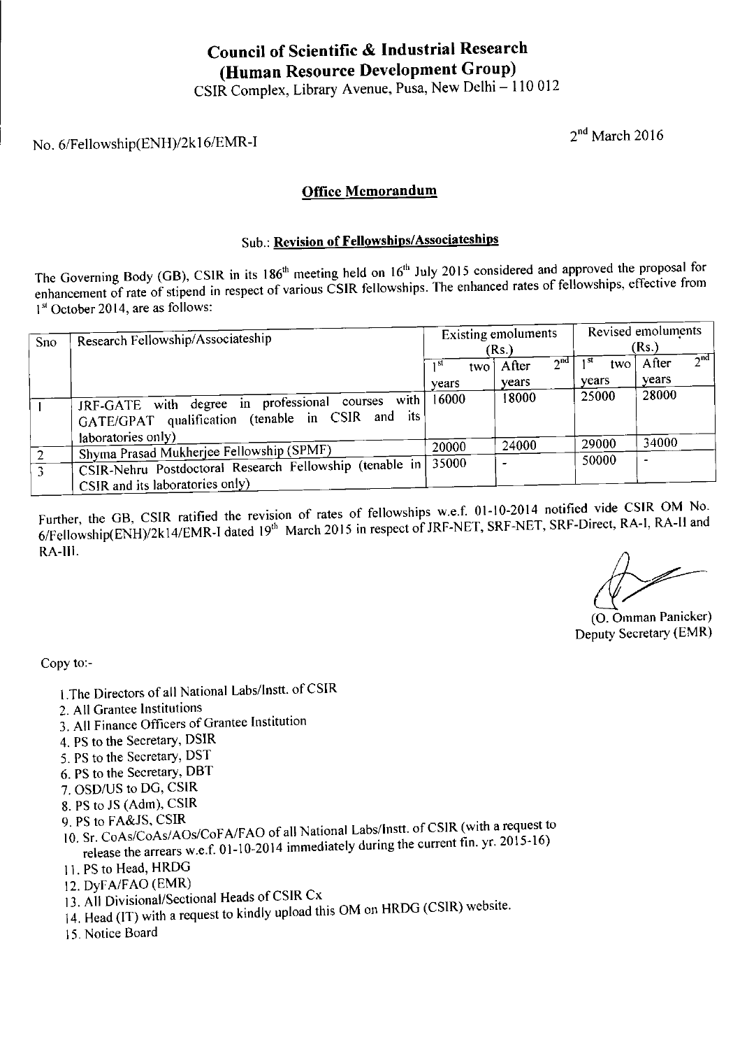# Council of Scientific & Industrial Research
# (Human Resource Development Group)

CSIR Complex, Library Avenue, Pusa, New Delhi – 110 012

No. 6/Fellowship(ENH)/2k16/EMR-I

2nd March 2016

## Office Memorandum

### Sub.: Revision of Fellowships/Associateships

The Governing Body (GB), CSIR in its 186th meeting held on 16th July 2015 considered and approved the proposal for enhancement of rate of stipend in respect of various CSIR fellowships. The enhanced rates of fellowships, effective from 1st October 2014, are as follows:

| Sno | Research Fellowship/Associateship | Existing emoluments (Rs.) | | Revised emoluments (Rs.) | |
|---|---|---|---|---|---|
| | | 1st two years | After 2nd years | 1st two years | After 2nd years |
| 1 | JRF-GATE with degree in professional courses with GATE/GPAT qualification (tenable in CSIR and its laboratories only) | 16000 | 18000 | 25000 | 28000 |
| 2 | Shyma Prasad Mukherjee Fellowship (SPMF) | 20000 | 24000 | 29000 | 34000 |
| 3 | CSIR-Nehru Postdoctoral Research Fellowship (tenable in CSIR and its laboratories only) | 35000 | - | 50000 | - |

Further, the GB, CSIR ratified the revision of rates of fellowships w.e.f. 01-10-2014 notified vide CSIR OM No. 6/Fellowship(ENH)/2k14/EMR-I dated 19th March 2015 in respect of JRF-NET, SRF-NET, SRF-Direct, RA-I, RA-II and RA-III.

(O. Omman Panicker)
Deputy Secretary (EMR)

Copy to:-

1. The Directors of all National Labs/Instt. of CSIR
2. All Grantee Institutions
3. All Finance Officers of Grantee Institution
4. PS to the Secretary, DSIR
5. PS to the Secretary, DST
6. PS to the Secretary, DBT
7. OSD/US to DG, CSIR
8. PS to JS (Adm), CSIR
9. PS to FA&JS, CSIR
10. Sr. CoAs/CoAs/AOs/CoFA/FAO of all National Labs/Instt. of CSIR (with a request to release the arrears w.e.f. 01-10-2014 immediately during the current fin. yr. 2015-16)
11. PS to Head, HRDG
12. DyFA/FAO (EMR)
13. All Divisional/Sectional Heads of CSIR Cx
14. Head (IT) with a request to kindly upload this OM on HRDG (CSIR) website.
15. Notice Board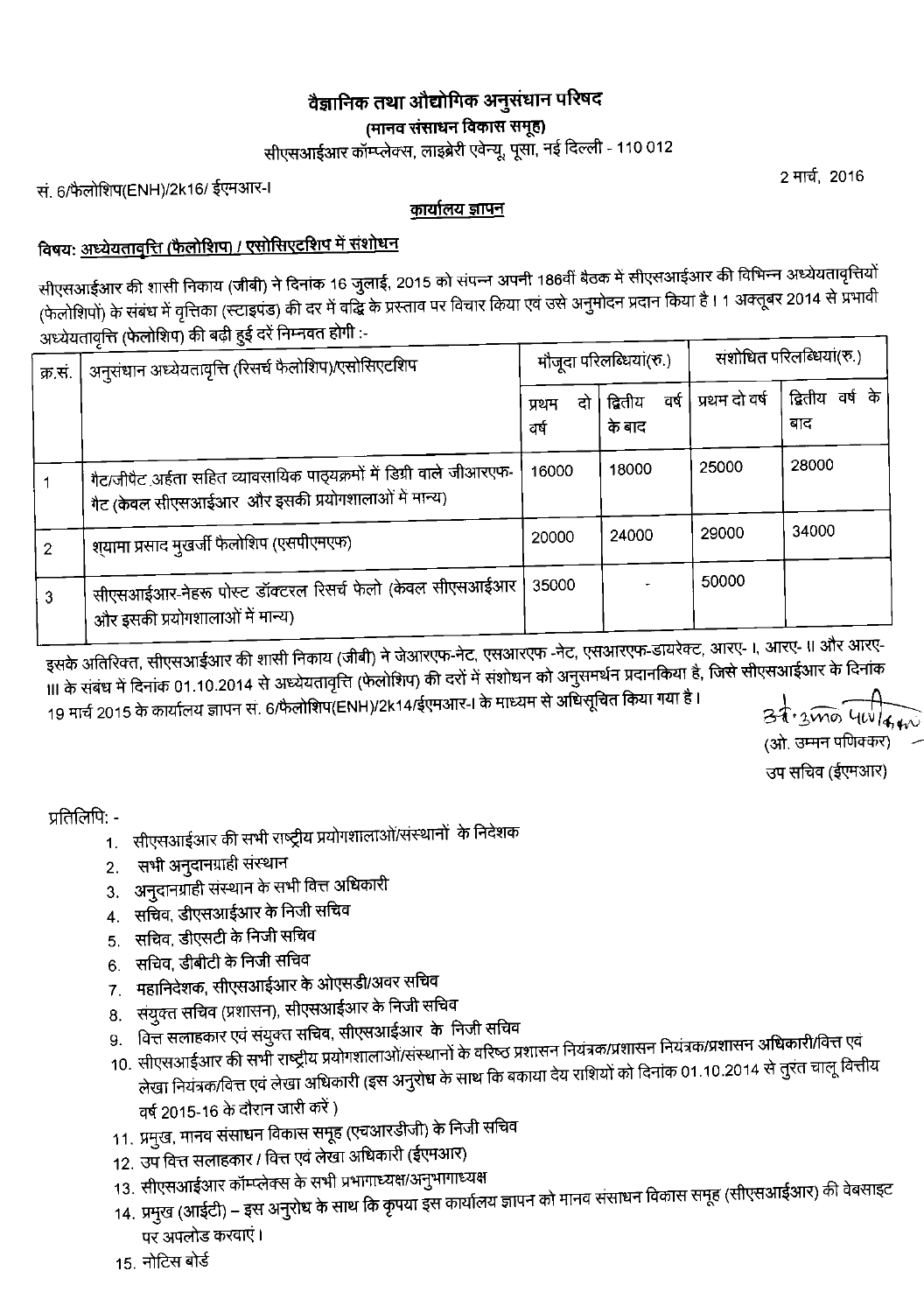# वैज्ञानिक तथा औद्योगिक अनुसंधान परिषद

**(मानव संसाधन विकास समूह)**

सीएसआईआर कॉम्प्लेक्स, लाइब्रेरी एवेन्यू, पूसा, नई दिल्ली - 110 012

सं. 6/फैलोशिप(ENH)/2k16/ ईएमआर-I

2 मार्च, 2016

**कार्यालय ज्ञापन**

**विषय: अध्येयतावृत्ति (फैलोशिप) / एसोसिएटशिप में संशोधन**

सीएसआईआर की शासी निकाय (जीबी) ने दिनांक 16 जुलाई, 2015 को संपन्न अपनी 186वीं बैठक में सीएसआईआर की विभिन्न अध्येयतावृत्तियों (फेलोशिपों) के संबंध में वृत्तिका (स्टाइपंड) की दर में वृद्धि के प्रस्ताव पर विचार किया एवं उसे अनुमोदन प्रदान किया है। 1 अक्तूबर 2014 से प्रभावी अध्येयतावृत्ति (फेलोशिप) की बढ़ी हुई दरें निम्नवत होंगी :-

| क्र.सं. | अनुसंधान अध्येयतावृत्ति (रिसर्च फेलोशिप)/एसोसिएटशिप | मौजूदा परिलब्धियां(रु.) | | संशोधित परिलब्धियां(रु.) | |
|---|---|---|---|---|---|
| | | प्रथम दो वर्ष | द्वितीय वर्ष के बाद | प्रथम दो वर्ष | द्वितीय वर्ष के बाद |
| 1 | गैट/जीपैट अर्हता सहित व्यावसायिक पाठ्यक्रमों में डिग्री वाले जीआरएफ-गैट (केवल सीएसआईआर और इसकी प्रयोगशालाओं मे मान्य) | 16000 | 18000 | 25000 | 28000 |
| 2 | श्यामा प्रसाद मुखर्जी फैलोशिप (एसपीएमएफ) | 20000 | 24000 | 29000 | 34000 |
| 3 | सीएसआईआर-नेहरू पोस्ट डॉक्टरल रिसर्च फेलो (केवल सीएसआईआर और इसकी प्रयोगशालाओं में मान्य) | 35000 | - | 50000 | |

इसके अतिरिक्त, सीएसआईआर की शासी निकाय (जीबी) ने जेआरएफ-नेट, एसआरएफ -नेट, एसआरएफ-डायरेक्ट, आरए- I, आरए- II और आरए-III के संबंध में दिनांक 01.10.2014 से अध्येयतावृत्ति (फेलोशिप) की दरों में संशोधन को अनुसमर्थन प्रदानकिया है, जिसे सीएसआईआर के दिनांक 19 मार्च 2015 के कार्यालय ज्ञापन सं. 6/फैलोशिप(ENH)/2k14/ईएमआर-I के माध्यम से अधिसूचित किया गया है।

(ओ. उम्मन पणिक्कर)

उप सचिव (ईएमआर)

प्रतिलिपि: -

1. सीएसआईआर की सभी राष्ट्रीय प्रयोगशालाओं/संस्थानों के निदेशक
2. सभी अनुदानग्राही संस्थान
3. अनुदानग्राही संस्थान के सभी वित्त अधिकारी
4. सचिव, डीएसआईआर के निजी सचिव
5. सचिव, डीएसटी के निजी सचिव
6. सचिव, डीबीटी के निजी सचिव
7. महानिदेशक, सीएसआईआर के ओएसडी/अवर सचिव
8. संयुक्त सचिव (प्रशासन), सीएसआईआर के निजी सचिव
9. वित्त सलाहकार एवं संयुक्त सचिव, सीएसआईआर के निजी सचिव
10. सीएसआईआर की सभी राष्ट्रीय प्रयोगशालाओं/संस्थानों के वरिष्ठ प्रशासन नियंत्रक/प्रशासन नियंत्रक/प्रशासन अधिकारी/वित्त एवं लेखा नियंत्रक/वित्त एवं लेखा अधिकारी (इस अनुरोध के साथ कि बकाया देय राशियों को दिनांक 01.10.2014 से तुरंत चालू वित्तीय वर्ष 2015-16 के दौरान जारी करें )
11. प्रमुख, मानव संसाधन विकास समूह (एचआरडीजी) के निजी सचिव
12. उप वित्त सलाहकार / वित्त एवं लेखा अधिकारी (ईएमआर)
13. सीएसआईआर कॉम्प्लेक्स के सभी प्रभागाध्यक्ष/अनुभागाध्यक्ष
14. प्रमुख (आईटी) – इस अनुरोध के साथ कि कृपया इस कार्यालय ज्ञापन को मानव संसाधन विकास समूह (सीएसआईआर) की वेबसाइट पर अपलोड करवाएं।
15. नोटिस बोर्ड